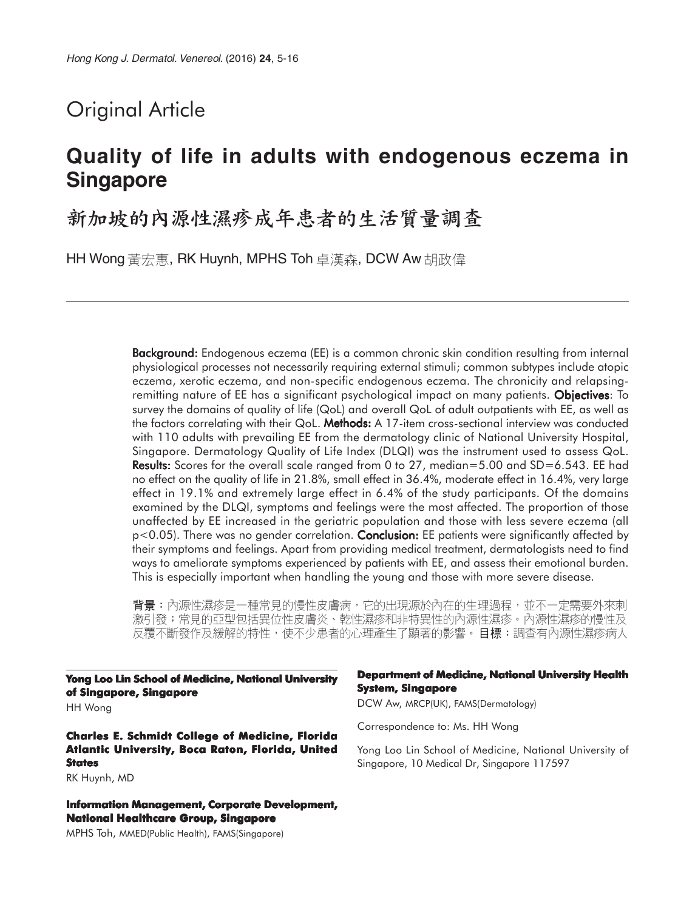Original Article

# Quality of life in adults with endogenous eczema in Singapore

# 新加坡的內源性濕疹成年患者的生活質量調查

HH Wong 黃宏惠, RK Huynh, MPHS Toh 卓漢森, DCW Aw 胡政偉

**Background:** Endogenous eczema (EE) is a common chronic skin condition resulting from internal physiological processes not necessarily requiring external stimuli; common subtypes include atopic eczema, xerotic eczema, and non-specific endogenous eczema. The chronicity and relapsing-remitting nature of EE has a significant psychological impact on many patients. **Objectives**: To survey the domains of quality of life (QoL) and overall QoL of adult outpatients with EE, as well as the factors correlating with their QoL. **Methods:** A 17-item cross-sectional interview was conducted with 110 adults with prevailing EE from the dermatology clinic of National University Hospital, Singapore. Dermatology Quality of Life Index (DLQI) was the instrument used to assess QoL. **Results:** Scores for the overall scale ranged from 0 to 27, median=5.00 and SD=6.543. EE had no effect on the quality of life in 21.8%, small effect in 36.4%, moderate effect in 16.4%, very large effect in 19.1% and extremely large effect in 6.4% of the study participants. Of the domains examined by the DLQI, symptoms and feelings were the most affected. The proportion of those unaffected by EE increased in the geriatric population and those with less severe eczema (all $p<0.05$). There was no gender correlation. **Conclusion:** EE patients were significantly affected by their symptoms and feelings. Apart from providing medical treatment, dermatologists need to find ways to ameliorate symptoms experienced by patients with EE, and assess their emotional burden. This is especially important when handling the young and those with more severe disease.

**背景**：內源性濕疹是一種常見的慢性皮膚病，它的出現源於內在的生理過程，並不一定需要外來刺激引發；常見的亞型包括異位性皮膚炎、乾性濕疹和非特異性的內源性濕疹。內源性濕疹的慢性及反覆不斷發作及緩解的特性，使不少患者的心理產生了顯著的影響。 **目標**：調查有內源性濕疹病人

**Yong Loo Lin School of Medicine, National University of Singapore, Singapore**

HH Wong

**Charles E. Schmidt College of Medicine, Florida Atlantic University, Boca Raton, Florida, United States**

RK Huynh, MD

**Information Management, Corporate Development, National Healthcare Group, Singapore**

MPHS Toh, MMED(Public Health), FAMS(Singapore)

**Department of Medicine, National University Health System, Singapore**

DCW Aw, MRCP(UK), FAMS(Dermatology)

Correspondence to: Ms. HH Wong

Yong Loo Lin School of Medicine, National University of Singapore, 10 Medical Dr, Singapore 117597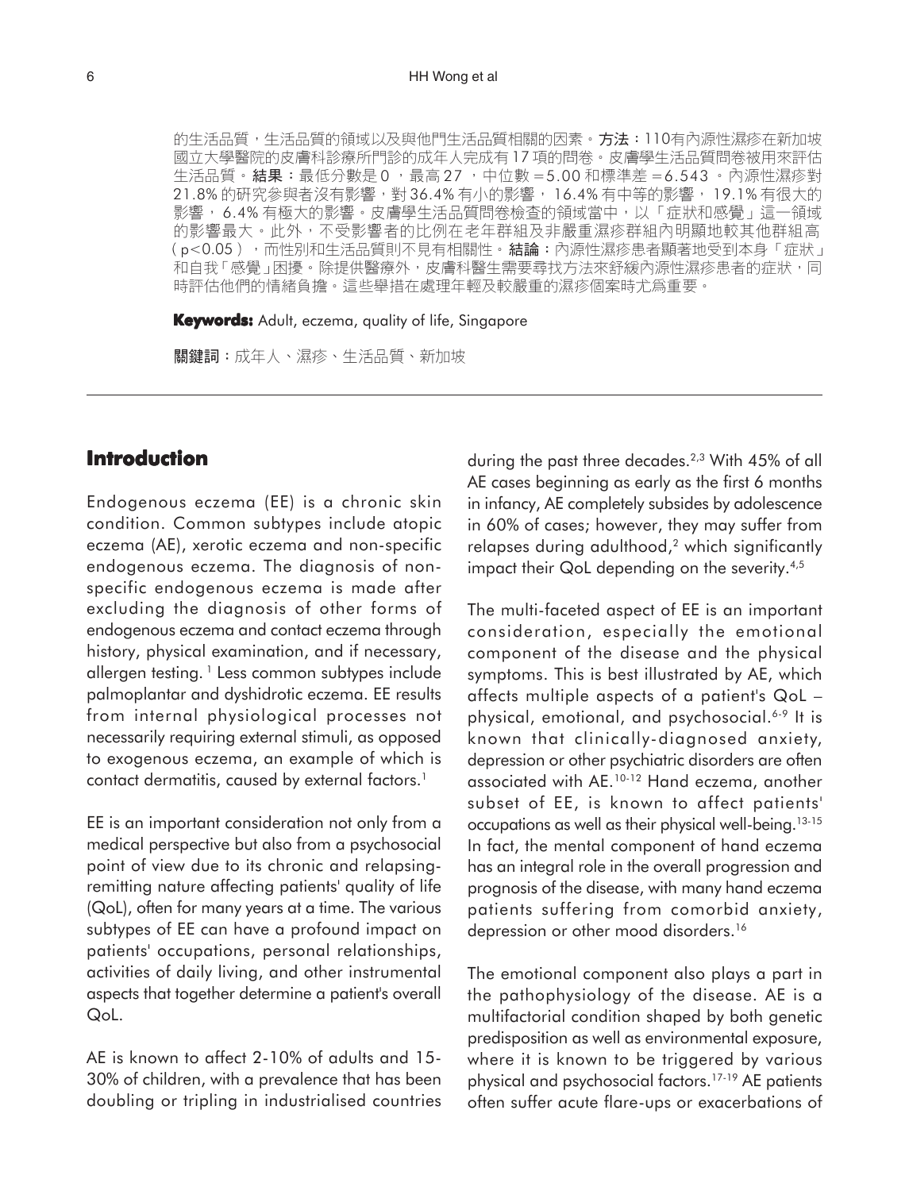的生活品質，生活品質的領域以及與他們生活品質相關的因素。**方法**：110有內源性濕疹在新加坡國立大學醫院的皮膚科診療所門診的成年人完成有17項的問卷。皮膚學生活品質問卷被用來評估生活品質。**結果**：最低分數是0，最高27，中位數 =5.00 和標準差 =6.543。內源性濕疹對21.8% 的研究參與者沒有影響，對36.4% 有小的影響，16.4% 有中等的影響，19.1% 有很大的影響，6.4% 有極大的影響。皮膚學生活品質問卷檢查的領域當中，以「症狀和感覺」這一領域的影響最大。此外，不受影響者的比例在老年群組及非嚴重濕疹群組內明顯地較其他群組高（p<0.05），而性別和生活品質則不見有相關性。**結論**：內源性濕疹患者顯著地受到本身「症狀」和自我「感覺」困擾。除提供醫療外，皮膚科醫生需要尋找方法來舒緩內源性濕疹患者的症狀，同時評估他們的情緒負擔。這些舉措在處理年輕及較嚴重的濕疹個案時尤爲重要。

**Keywords:** Adult, eczema, quality of life, Singapore

**關鍵詞**：成年人、濕疹、生活品質、新加坡

## Introduction

Endogenous eczema (EE) is a chronic skin condition. Common subtypes include atopic eczema (AE), xerotic eczema and non-specific endogenous eczema. The diagnosis of non-specific endogenous eczema is made after excluding the diagnosis of other forms of endogenous eczema and contact eczema through history, physical examination, and if necessary, allergen testing. [1] Less common subtypes include palmoplantar and dyshidrotic eczema. EE results from internal physiological processes not necessarily requiring external stimuli, as opposed to exogenous eczema, an example of which is contact dermatitis, caused by external factors.[1]

EE is an important consideration not only from a medical perspective but also from a psychosocial point of view due to its chronic and relapsing-remitting nature affecting patients' quality of life (QoL), often for many years at a time. The various subtypes of EE can have a profound impact on patients' occupations, personal relationships, activities of daily living, and other instrumental aspects that together determine a patient's overall QoL.

AE is known to affect 2-10% of adults and 15-30% of children, with a prevalence that has been doubling or tripling in industrialised countries during the past three decades.[2,3] With 45% of all AE cases beginning as early as the first 6 months in infancy, AE completely subsides by adolescence in 60% of cases; however, they may suffer from relapses during adulthood,[2] which significantly impact their QoL depending on the severity.[4,5]

The multi-faceted aspect of EE is an important consideration, especially the emotional component of the disease and the physical symptoms. This is best illustrated by AE, which affects multiple aspects of a patient's QoL – physical, emotional, and psychosocial.[6-9] It is known that clinically-diagnosed anxiety, depression or other psychiatric disorders are often associated with AE.[10-12] Hand eczema, another subset of EE, is known to affect patients' occupations as well as their physical well-being.[13-15] In fact, the mental component of hand eczema has an integral role in the overall progression and prognosis of the disease, with many hand eczema patients suffering from comorbid anxiety, depression or other mood disorders.[16]

The emotional component also plays a part in the pathophysiology of the disease. AE is a multifactorial condition shaped by both genetic predisposition as well as environmental exposure, where it is known to be triggered by various physical and psychosocial factors.[17-19] AE patients often suffer acute flare-ups or exacerbations of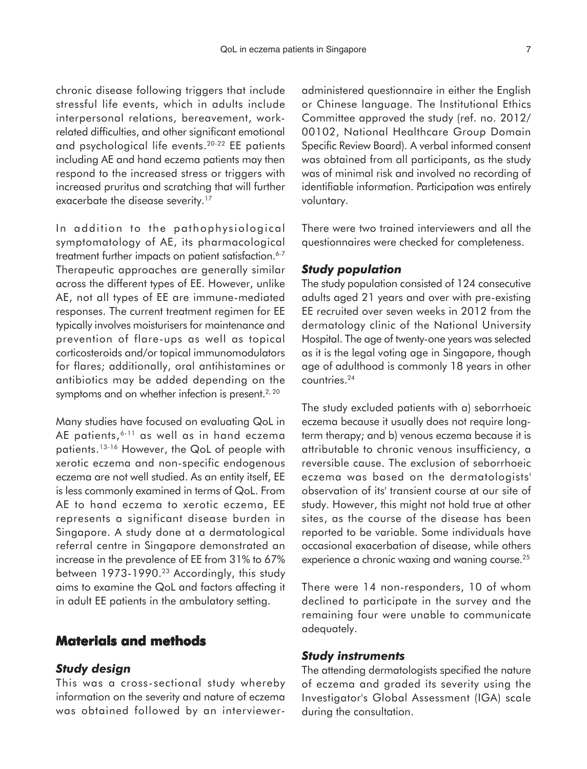chronic disease following triggers that include stressful life events, which in adults include interpersonal relations, bereavement, work-related difficulties, and other significant emotional and psychological life events.[20-22] EE patients including AE and hand eczema patients may then respond to the increased stress or triggers with increased pruritus and scratching that will further exacerbate the disease severity.[17]

In addition to the pathophysiological symptomatology of AE, its pharmacological treatment further impacts on patient satisfaction.[6-7] Therapeutic approaches are generally similar across the different types of EE. However, unlike AE, not all types of EE are immune-mediated responses. The current treatment regimen for EE typically involves moisturisers for maintenance and prevention of flare-ups as well as topical corticosteroids and/or topical immunomodulators for flares; additionally, oral antihistamines or antibiotics may be added depending on the symptoms and on whether infection is present.[2, 20]

Many studies have focused on evaluating QoL in AE patients,[6-11] as well as in hand eczema patients.[13-16] However, the QoL of people with xerotic eczema and non-specific endogenous eczema are not well studied. As an entity itself, EE is less commonly examined in terms of QoL. From AE to hand eczema to xerotic eczema, EE represents a significant disease burden in Singapore. A study done at a dermatological referral centre in Singapore demonstrated an increase in the prevalence of EE from 31% to 67% between 1973-1990.[23] Accordingly, this study aims to examine the QoL and factors affecting it in adult EE patients in the ambulatory setting.

## Materials and methods

### *Study design*

This was a cross-sectional study whereby information on the severity and nature of eczema was obtained followed by an interviewer-administered questionnaire in either the English or Chinese language. The Institutional Ethics Committee approved the study (ref. no. 2012/00102, National Healthcare Group Domain Specific Review Board). A verbal informed consent was obtained from all participants, as the study was of minimal risk and involved no recording of identifiable information. Participation was entirely voluntary.

There were two trained interviewers and all the questionnaires were checked for completeness.

### *Study population*

The study population consisted of 124 consecutive adults aged 21 years and over with pre-existing EE recruited over seven weeks in 2012 from the dermatology clinic of the National University Hospital. The age of twenty-one years was selected as it is the legal voting age in Singapore, though age of adulthood is commonly 18 years in other countries.[24]

The study excluded patients with a) seborrhoeic eczema because it usually does not require long-term therapy; and b) venous eczema because it is attributable to chronic venous insufficiency, a reversible cause. The exclusion of seborrhoeic eczema was based on the dermatologists' observation of its' transient course at our site of study. However, this might not hold true at other sites, as the course of the disease has been reported to be variable. Some individuals have occasional exacerbation of disease, while others experience a chronic waxing and waning course.[25]

There were 14 non-responders, 10 of whom declined to participate in the survey and the remaining four were unable to communicate adequately.

### *Study instruments*

The attending dermatologists specified the nature of eczema and graded its severity using the Investigator's Global Assessment (IGA) scale during the consultation.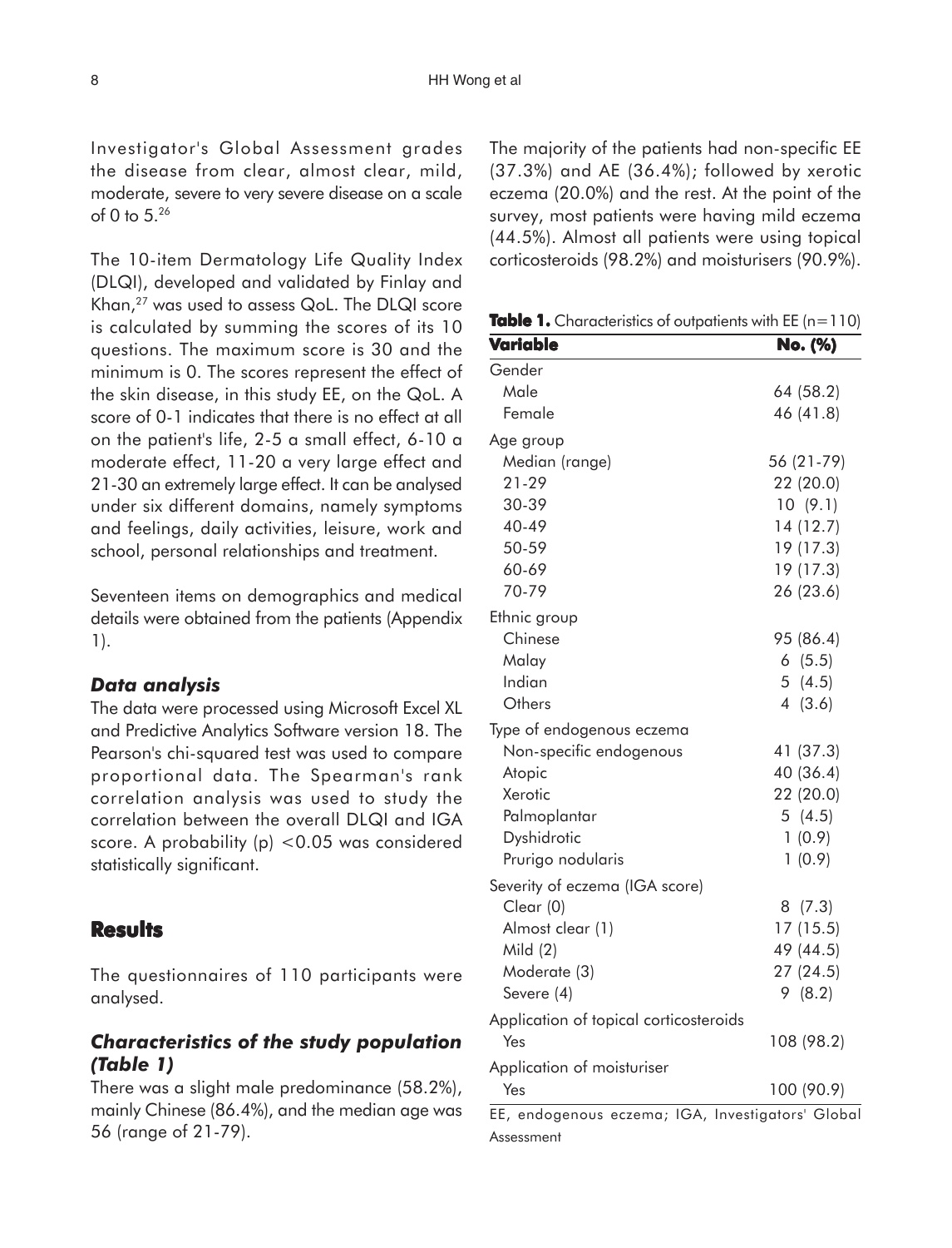Investigator's Global Assessment grades the disease from clear, almost clear, mild, moderate, severe to very severe disease on a scale of 0 to 5.[26]

The 10-item Dermatology Life Quality Index (DLQI), developed and validated by Finlay and Khan,[27] was used to assess QoL. The DLQI score is calculated by summing the scores of its 10 questions. The maximum score is 30 and the minimum is 0. The scores represent the effect of the skin disease, in this study EE, on the QoL. A score of 0-1 indicates that there is no effect at all on the patient's life, 2-5 a small effect, 6-10 a moderate effect, 11-20 a very large effect and 21-30 an extremely large effect. It can be analysed under six different domains, namely symptoms and feelings, daily activities, leisure, work and school, personal relationships and treatment.

Seventeen items on demographics and medical details were obtained from the patients (Appendix 1).

### *Data analysis*

The data were processed using Microsoft Excel XL and Predictive Analytics Software version 18. The Pearson's chi-squared test was used to compare proportional data. The Spearman's rank correlation analysis was used to study the correlation between the overall DLQI and IGA score. A probability (p) $<0.05$ was considered statistically significant.

## **Results**

The questionnaires of 110 participants were analysed.

### *Characteristics of the study population (Table 1)*

There was a slight male predominance (58.2%), mainly Chinese (86.4%), and the median age was 56 (range of 21-79).

The majority of the patients had non-specific EE (37.3%) and AE (36.4%); followed by xerotic eczema (20.0%) and the rest. At the point of the survey, most patients were having mild eczema (44.5%). Almost all patients were using topical corticosteroids (98.2%) and moisturisers (90.9%).

**Table 1.** Characteristics of outpatients with EE (n=110)

| Variable | No. (%) |
|---|---|
| Gender | |
| Male | 64 (58.2) |
| Female | 46 (41.8) |
| Age group | |
| Median (range) | 56 (21-79) |
| 21-29 | 22 (20.0) |
| 30-39 | 10 (9.1) |
| 40-49 | 14 (12.7) |
| 50-59 | 19 (17.3) |
| 60-69 | 19 (17.3) |
| 70-79 | 26 (23.6) |
| Ethnic group | |
| Chinese | 95 (86.4) |
| Malay | 6 (5.5) |
| Indian | 5 (4.5) |
| Others | 4 (3.6) |
| Type of endogenous eczema | |
| Non-specific endogenous | 41 (37.3) |
| Atopic | 40 (36.4) |
| Xerotic | 22 (20.0) |
| Palmoplantar | 5 (4.5) |
| Dyshidrotic | 1 (0.9) |
| Prurigo nodularis | 1 (0.9) |
| Severity of eczema (IGA score) | |
| Clear (0) | 8 (7.3) |
| Almost clear (1) | 17 (15.5) |
| Mild (2) | 49 (44.5) |
| Moderate (3) | 27 (24.5) |
| Severe (4) | 9 (8.2) |
| Application of topical corticosteroids | |
| Yes | 108 (98.2) |
| Application of moisturiser | |
| Yes | 100 (90.9) |

EE, endogenous eczema; IGA, Investigators' Global Assessment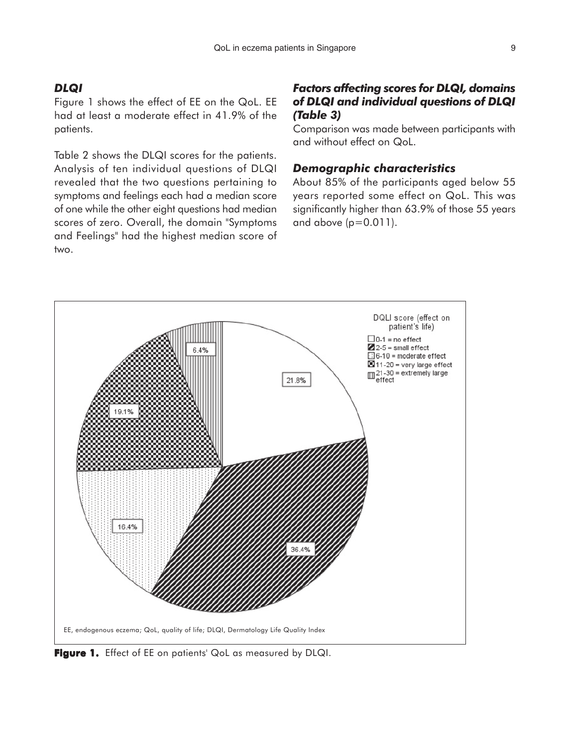### *DLQI*

Figure 1 shows the effect of EE on the QoL. EE had at least a moderate effect in 41.9% of the patients.

Table 2 shows the DLQI scores for the patients. Analysis of ten individual questions of DLQI revealed that the two questions pertaining to symptoms and feelings each had a median score of one while the other eight questions had median scores of zero. Overall, the domain "Symptoms and Feelings" had the highest median score of two.

### *Factors affecting scores for DLQI, domains of DLQI and individual questions of DLQI (Table 3)*

Comparison was made between participants with and without effect on QoL.

### *Demographic characteristics*

About 85% of the participants aged below 55 years reported some effect on QoL. This was significantly higher than 63.9% of those 55 years and above ($p=0.011$).

DQLI score (effect on patient's life)

- 0-1 = no effect
- 2-5 = small effect
- 6-10 = moderate effect
- 11-20 = very large effect
- 21-30 = extremely large effect

21.8% | 36.4% | 16.4% | 19.1% | 6.4%

EE, endogenous eczema; QoL, quality of life; DLQI, Dermatology Life Quality Index

**Figure 1.** Effect of EE on patients' QoL as measured by DLQI.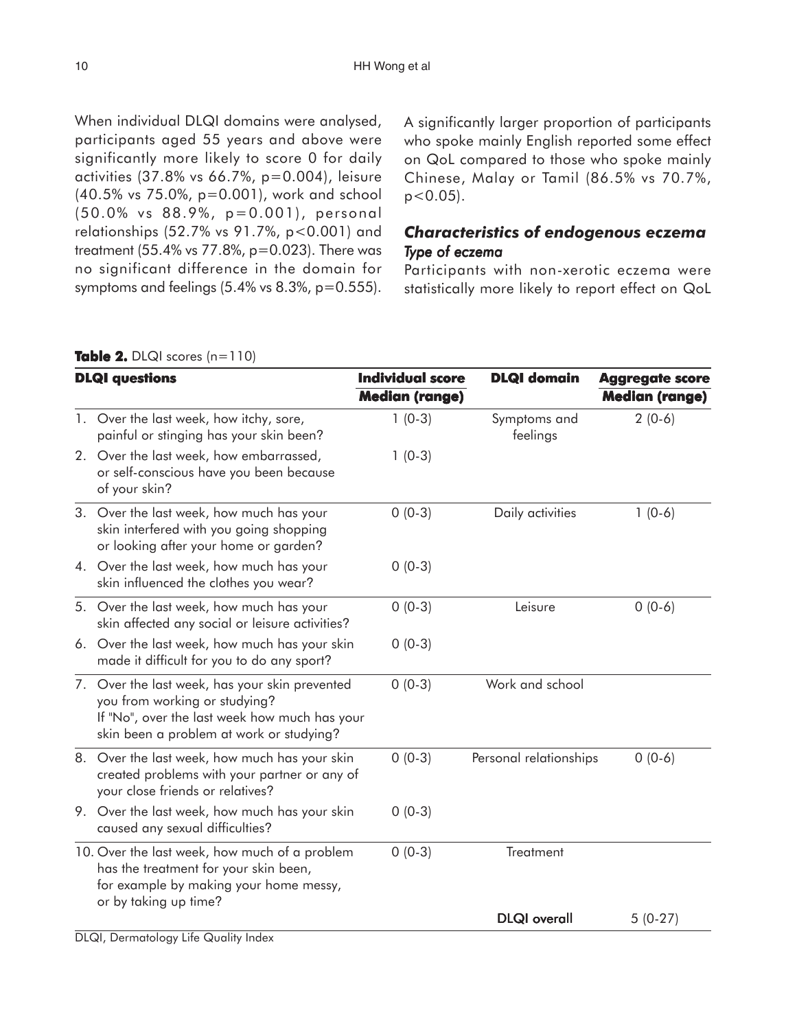When individual DLQI domains were analysed, participants aged 55 years and above were significantly more likely to score 0 for daily activities (37.8% vs 66.7%, p=0.004), leisure (40.5% vs 75.0%, p=0.001), work and school (50.0% vs 88.9%, p=0.001), personal relationships (52.7% vs 91.7%, p<0.001) and treatment (55.4% vs 77.8%, p=0.023). There was no significant difference in the domain for symptoms and feelings (5.4% vs 8.3%, p=0.555).

A significantly larger proportion of participants who spoke mainly English reported some effect on QoL compared to those who spoke mainly Chinese, Malay or Tamil (86.5% vs 70.7%, p<0.05).

## *Characteristics of endogenous eczema*

### *Type of eczema*

Participants with non-xerotic eczema were statistically more likely to report effect on QoL

**Table 2.** DLQI scores (n=110)

| DLQI questions | Individual score Median (range) | DLQI domain | Aggregate score Median (range) |
|---|---|---|---|
| 1. Over the last week, how itchy, sore, painful or stinging has your skin been? | 1 (0-3) | Symptoms and feelings | 2 (0-6) |
| 2. Over the last week, how embarrassed, or self-conscious have you been because of your skin? | 1 (0-3) | | |
| 3. Over the last week, how much has your skin interfered with you going shopping or looking after your home or garden? | 0 (0-3) | Daily activities | 1 (0-6) |
| 4. Over the last week, how much has your skin influenced the clothes you wear? | 0 (0-3) | | |
| 5. Over the last week, how much has your skin affected any social or leisure activities? | 0 (0-3) | Leisure | 0 (0-6) |
| 6. Over the last week, how much has your skin made it difficult for you to do any sport? | 0 (0-3) | | |
| 7. Over the last week, has your skin prevented you from working or studying? If "No", over the last week how much has your skin been a problem at work or studying? | 0 (0-3) | Work and school | |
| 8. Over the last week, how much has your skin created problems with your partner or any of your close friends or relatives? | 0 (0-3) | Personal relationships | 0 (0-6) |
| 9. Over the last week, how much has your skin caused any sexual difficulties? | 0 (0-3) | | |
| 10. Over the last week, how much of a problem has the treatment for your skin been, for example by making your home messy, or by taking up time? | 0 (0-3) | Treatment | |
| | | **DLQI overall** | 5 (0-27) |

DLQI, Dermatology Life Quality Index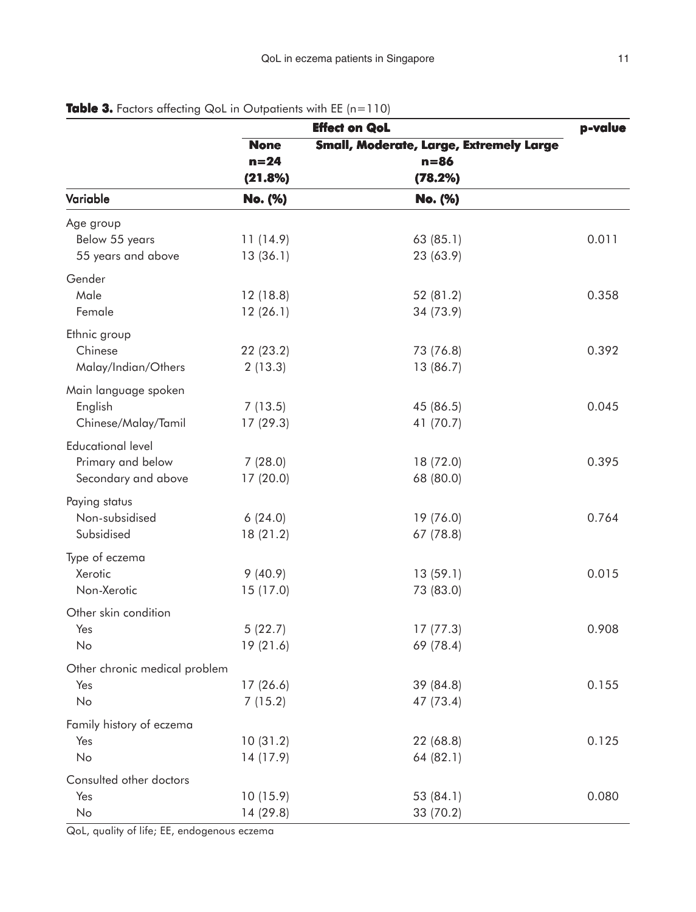**Table 3.** Factors affecting QoL in Outpatients with EE (n=110)

| | Effect on QoL | | p-value |
|---|---|---|---|
| | None n=24 (21.8%) | Small, Moderate, Large, Extremely Large n=86 (78.2%) | |
| Variable | No. (%) | No. (%) | |
| Age group | | | |
| Below 55 years | 11 (14.9) | 63 (85.1) | 0.011 |
| 55 years and above | 13 (36.1) | 23 (63.9) | |
| Gender | | | |
| Male | 12 (18.8) | 52 (81.2) | 0.358 |
| Female | 12 (26.1) | 34 (73.9) | |
| Ethnic group | | | |
| Chinese | 22 (23.2) | 73 (76.8) | 0.392 |
| Malay/Indian/Others | 2 (13.3) | 13 (86.7) | |
| Main language spoken | | | |
| English | 7 (13.5) | 45 (86.5) | 0.045 |
| Chinese/Malay/Tamil | 17 (29.3) | 41 (70.7) | |
| Educational level | | | |
| Primary and below | 7 (28.0) | 18 (72.0) | 0.395 |
| Secondary and above | 17 (20.0) | 68 (80.0) | |
| Paying status | | | |
| Non-subsidised | 6 (24.0) | 19 (76.0) | 0.764 |
| Subsidised | 18 (21.2) | 67 (78.8) | |
| Type of eczema | | | |
| Xerotic | 9 (40.9) | 13 (59.1) | 0.015 |
| Non-Xerotic | 15 (17.0) | 73 (83.0) | |
| Other skin condition | | | |
| Yes | 5 (22.7) | 17 (77.3) | 0.908 |
| No | 19 (21.6) | 69 (78.4) | |
| Other chronic medical problem | | | |
| Yes | 17 (26.6) | 39 (84.8) | 0.155 |
| No | 7 (15.2) | 47 (73.4) | |
| Family history of eczema | | | |
| Yes | 10 (31.2) | 22 (68.8) | 0.125 |
| No | 14 (17.9) | 64 (82.1) | |
| Consulted other doctors | | | |
| Yes | 10 (15.9) | 53 (84.1) | 0.080 |
| No | 14 (29.8) | 33 (70.2) | |

QoL, quality of life; EE, endogenous eczema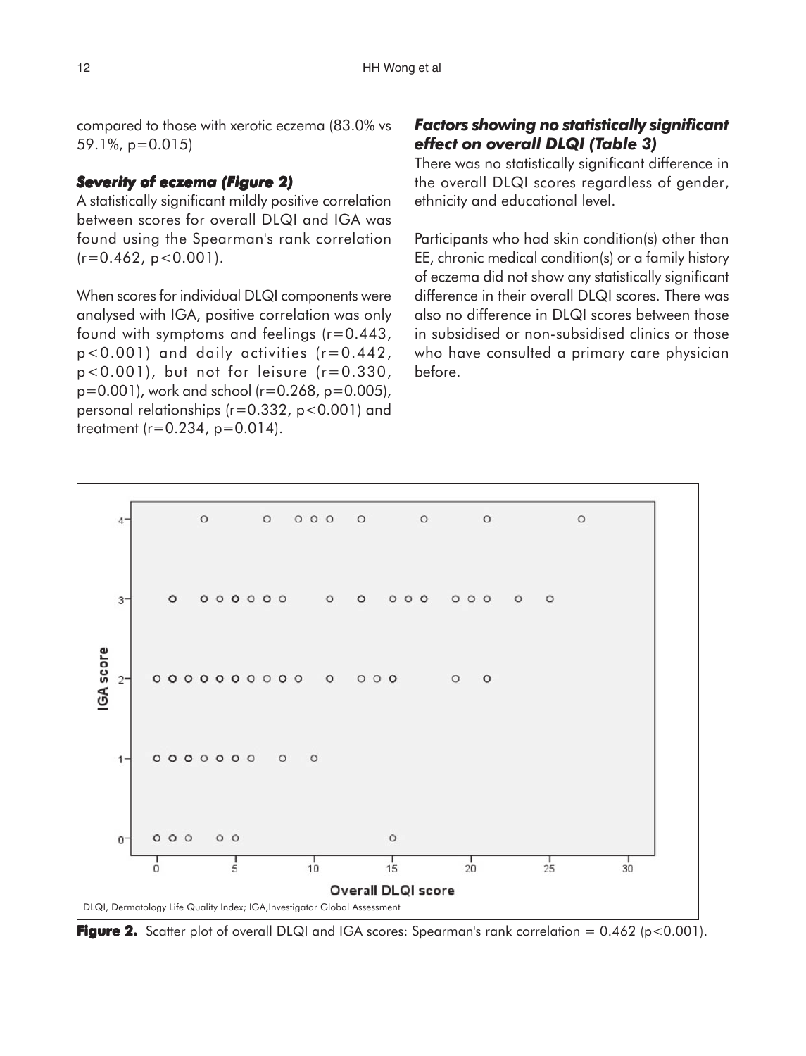compared to those with xerotic eczema (83.0% vs 59.1%, $p=0.015$)

### *Severity of eczema (Figure 2)*

A statistically significant mildly positive correlation between scores for overall DLQI and IGA was found using the Spearman's rank correlation ($r=0.462$, $p<0.001$).

When scores for individual DLQI components were analysed with IGA, positive correlation was only found with symptoms and feelings ($r=0.443$, $p<0.001$) and daily activities ($r=0.442$, $p<0.001$), but not for leisure ($r=0.330$, $p=0.001$), work and school ($r=0.268$, $p=0.005$), personal relationships ($r=0.332$, $p<0.001$) and treatment ($r=0.234$, $p=0.014$).

### *Factors showing no statistically significant effect on overall DLQI (Table 3)*

There was no statistically significant difference in the overall DLQI scores regardless of gender, ethnicity and educational level.

Participants who had skin condition(s) other than EE, chronic medical condition(s) or a family history of eczema did not show any statistically significant difference in their overall DLQI scores. There was also no difference in DLQI scores between those in subsidised or non-subsidised clinics or those who have consulted a primary care physician before.

DLQI, Dermatology Life Quality Index; IGA, Investigator Global Assessment

**Figure 2.** Scatter plot of overall DLQI and IGA scores: Spearman's rank correlation = 0.462 ($p<0.001$).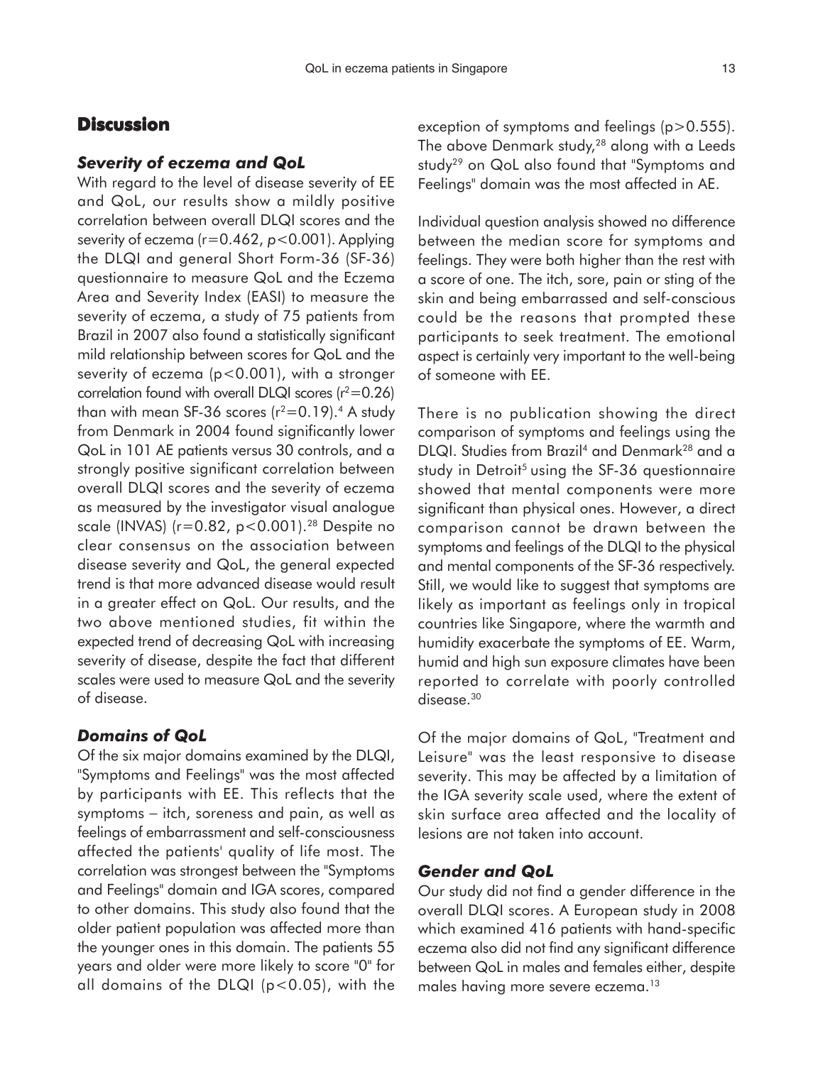## Discussion

### *Severity of eczema and QoL*

With regard to the level of disease severity of EE and QoL, our results show a mildly positive correlation between overall DLQI scores and the severity of eczema ($r=0.462$, $p<0.001$). Applying the DLQI and general Short Form-36 (SF-36) questionnaire to measure QoL and the Eczema Area and Severity Index (EASI) to measure the severity of eczema, a study of 75 patients from Brazil in 2007 also found a statistically significant mild relationship between scores for QoL and the severity of eczema ($p<0.001$), with a stronger correlation found with overall DLQI scores ($r^2=0.26$) than with mean SF-36 scores ($r^2=0.19$).[4] A study from Denmark in 2004 found significantly lower QoL in 101 AE patients versus 30 controls, and a strongly positive significant correlation between overall DLQI scores and the severity of eczema as measured by the investigator visual analogue scale (INVAS) ($r=0.82$, $p<0.001$).[28] Despite no clear consensus on the association between disease severity and QoL, the general expected trend is that more advanced disease would result in a greater effect on QoL. Our results, and the two above mentioned studies, fit within the expected trend of decreasing QoL with increasing severity of disease, despite the fact that different scales were used to measure QoL and the severity of disease.

### *Domains of QoL*

Of the six major domains examined by the DLQI, "Symptoms and Feelings" was the most affected by participants with EE. This reflects that the symptoms – itch, soreness and pain, as well as feelings of embarrassment and self-consciousness affected the patients' quality of life most. The correlation was strongest between the "Symptoms and Feelings" domain and IGA scores, compared to other domains. This study also found that the older patient population was affected more than the younger ones in this domain. The patients 55 years and older were more likely to score "0" for all domains of the DLQI ($p<0.05$), with the exception of symptoms and feelings ($p>0.555$). The above Denmark study,[28] along with a Leeds study[29] on QoL also found that "Symptoms and Feelings" domain was the most affected in AE.

Individual question analysis showed no difference between the median score for symptoms and feelings. They were both higher than the rest with a score of one. The itch, sore, pain or sting of the skin and being embarrassed and self-conscious could be the reasons that prompted these participants to seek treatment. The emotional aspect is certainly very important to the well-being of someone with EE.

There is no publication showing the direct comparison of symptoms and feelings using the DLQI. Studies from Brazil[4] and Denmark[28] and a study in Detroit[5] using the SF-36 questionnaire showed that mental components were more significant than physical ones. However, a direct comparison cannot be drawn between the symptoms and feelings of the DLQI to the physical and mental components of the SF-36 respectively. Still, we would like to suggest that symptoms are likely as important as feelings only in tropical countries like Singapore, where the warmth and humidity exacerbate the symptoms of EE. Warm, humid and high sun exposure climates have been reported to correlate with poorly controlled disease.[30]

Of the major domains of QoL, "Treatment and Leisure" was the least responsive to disease severity. This may be affected by a limitation of the IGA severity scale used, where the extent of skin surface area affected and the locality of lesions are not taken into account.

### *Gender and QoL*

Our study did not find a gender difference in the overall DLQI scores. A European study in 2008 which examined 416 patients with hand-specific eczema also did not find any significant difference between QoL in males and females either, despite males having more severe eczema.[13]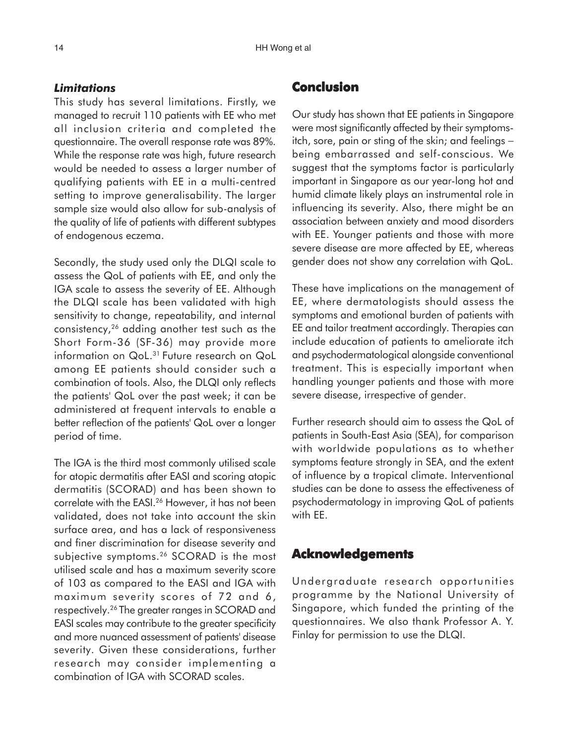### *Limitations*

This study has several limitations. Firstly, we managed to recruit 110 patients with EE who met all inclusion criteria and completed the questionnaire. The overall response rate was 89%. While the response rate was high, future research would be needed to assess a larger number of qualifying patients with EE in a multi-centred setting to improve generalisability. The larger sample size would also allow for sub-analysis of the quality of life of patients with different subtypes of endogenous eczema.

Secondly, the study used only the DLQI scale to assess the QoL of patients with EE, and only the IGA scale to assess the severity of EE. Although the DLQI scale has been validated with high sensitivity to change, repeatability, and internal consistency,[26] adding another test such as the Short Form-36 (SF-36) may provide more information on QoL.[31] Future research on QoL among EE patients should consider such a combination of tools. Also, the DLQI only reflects the patients' QoL over the past week; it can be administered at frequent intervals to enable a better reflection of the patients' QoL over a longer period of time.

The IGA is the third most commonly utilised scale for atopic dermatitis after EASI and scoring atopic dermatitis (SCORAD) and has been shown to correlate with the EASI.[26] However, it has not been validated, does not take into account the skin surface area, and has a lack of responsiveness and finer discrimination for disease severity and subjective symptoms.[26] SCORAD is the most utilised scale and has a maximum severity score of 103 as compared to the EASI and IGA with maximum severity scores of 72 and 6, respectively.[26] The greater ranges in SCORAD and EASI scales may contribute to the greater specificity and more nuanced assessment of patients' disease severity. Given these considerations, further research may consider implementing a combination of IGA with SCORAD scales.

## Conclusion

Our study has shown that EE patients in Singapore were most significantly affected by their symptoms-itch, sore, pain or sting of the skin; and feelings – being embarrassed and self-conscious. We suggest that the symptoms factor is particularly important in Singapore as our year-long hot and humid climate likely plays an instrumental role in influencing its severity. Also, there might be an association between anxiety and mood disorders with EE. Younger patients and those with more severe disease are more affected by EE, whereas gender does not show any correlation with QoL.

These have implications on the management of EE, where dermatologists should assess the symptoms and emotional burden of patients with EE and tailor treatment accordingly. Therapies can include education of patients to ameliorate itch and psychodermatological alongside conventional treatment. This is especially important when handling younger patients and those with more severe disease, irrespective of gender.

Further research should aim to assess the QoL of patients in South-East Asia (SEA), for comparison with worldwide populations as to whether symptoms feature strongly in SEA, and the extent of influence by a tropical climate. Interventional studies can be done to assess the effectiveness of psychodermatology in improving QoL of patients with EE.

## Acknowledgements

Undergraduate research opportunities programme by the National University of Singapore, which funded the printing of the questionnaires. We also thank Professor A. Y. Finlay for permission to use the DLQI.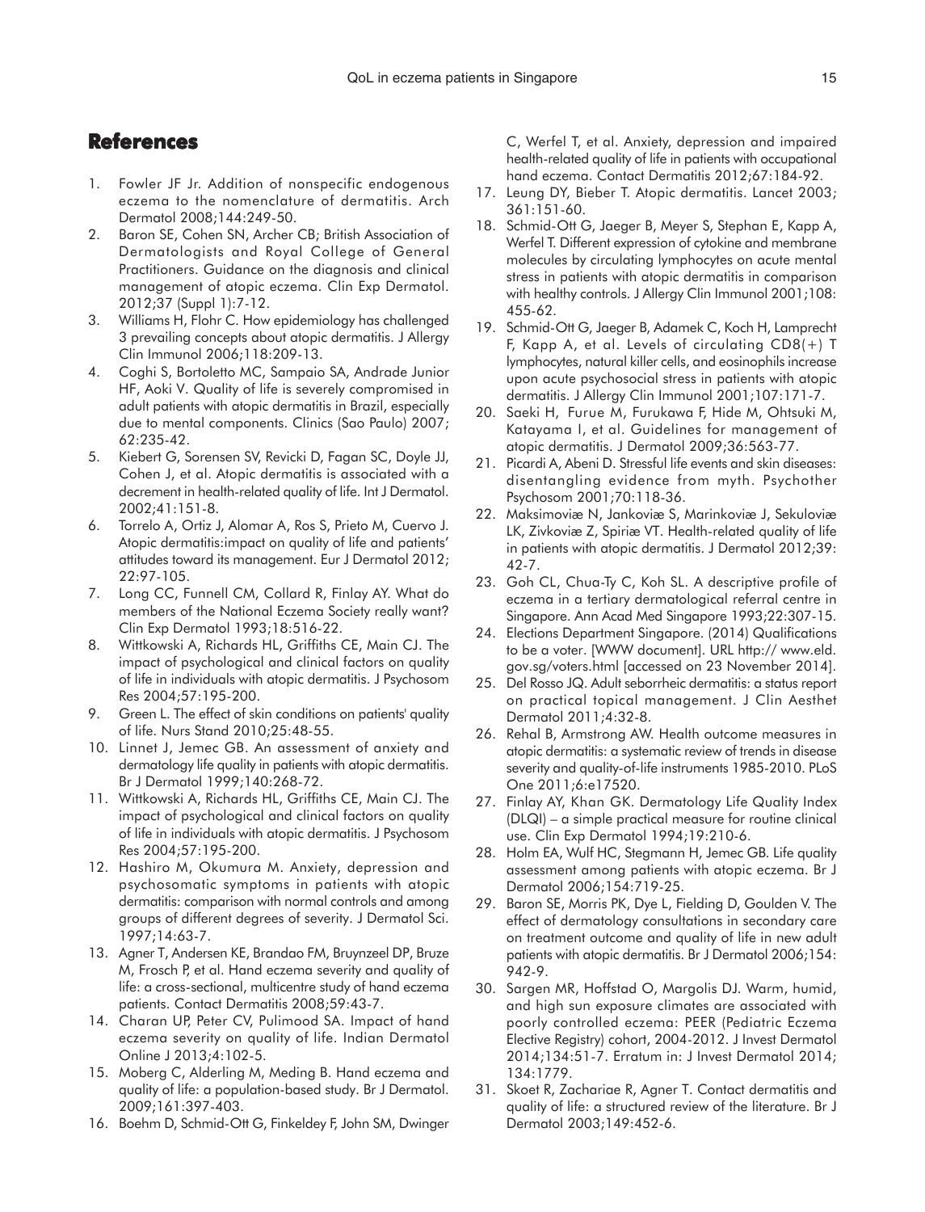## References

1. Fowler JF Jr. Addition of nonspecific endogenous eczema to the nomenclature of dermatitis. Arch Dermatol 2008;144:249-50.
2. Baron SE, Cohen SN, Archer CB; British Association of Dermatologists and Royal College of General Practitioners. Guidance on the diagnosis and clinical management of atopic eczema. Clin Exp Dermatol. 2012;37 (Suppl 1):7-12.
3. Williams H, Flohr C. How epidemiology has challenged 3 prevailing concepts about atopic dermatitis. J Allergy Clin Immunol 2006;118:209-13.
4. Coghi S, Bortoletto MC, Sampaio SA, Andrade Junior HF, Aoki V. Quality of life is severely compromised in adult patients with atopic dermatitis in Brazil, especially due to mental components. Clinics (Sao Paulo) 2007; 62:235-42.
5. Kiebert G, Sorensen SV, Revicki D, Fagan SC, Doyle JJ, Cohen J, et al. Atopic dermatitis is associated with a decrement in health-related quality of life. Int J Dermatol. 2002;41:151-8.
6. Torrelo A, Ortiz J, Alomar A, Ros S, Prieto M, Cuervo J. Atopic dermatitis:impact on quality of life and patients' attitudes toward its management. Eur J Dermatol 2012; 22:97-105.
7. Long CC, Funnell CM, Collard R, Finlay AY. What do members of the National Eczema Society really want? Clin Exp Dermatol 1993;18:516-22.
8. Wittkowski A, Richards HL, Griffiths CE, Main CJ. The impact of psychological and clinical factors on quality of life in individuals with atopic dermatitis. J Psychosom Res 2004;57:195-200.
9. Green L. The effect of skin conditions on patients' quality of life. Nurs Stand 2010;25:48-55.
10. Linnet J, Jemec GB. An assessment of anxiety and dermatology life quality in patients with atopic dermatitis. Br J Dermatol 1999;140:268-72.
11. Wittkowski A, Richards HL, Griffiths CE, Main CJ. The impact of psychological and clinical factors on quality of life in individuals with atopic dermatitis. J Psychosom Res 2004;57:195-200.
12. Hashiro M, Okumura M. Anxiety, depression and psychosomatic symptoms in patients with atopic dermatitis: comparison with normal controls and among groups of different degrees of severity. J Dermatol Sci. 1997;14:63-7.
13. Agner T, Andersen KE, Brandao FM, Bruynzeel DP, Bruze M, Frosch P, et al. Hand eczema severity and quality of life: a cross-sectional, multicentre study of hand eczema patients. Contact Dermatitis 2008;59:43-7.
14. Charan UP, Peter CV, Pulimood SA. Impact of hand eczema severity on quality of life. Indian Dermatol Online J 2013;4:102-5.
15. Moberg C, Alderling M, Meding B. Hand eczema and quality of life: a population-based study. Br J Dermatol. 2009;161:397-403.
16. Boehm D, Schmid-Ott G, Finkeldey F, John SM, Dwinger C, Werfel T, et al. Anxiety, depression and impaired health-related quality of life in patients with occupational hand eczema. Contact Dermatitis 2012;67:184-92.
17. Leung DY, Bieber T. Atopic dermatitis. Lancet 2003; 361:151-60.
18. Schmid-Ott G, Jaeger B, Meyer S, Stephan E, Kapp A, Werfel T. Different expression of cytokine and membrane molecules by circulating lymphocytes on acute mental stress in patients with atopic dermatitis in comparison with healthy controls. J Allergy Clin Immunol 2001;108: 455-62.
19. Schmid-Ott G, Jaeger B, Adamek C, Koch H, Lamprecht F, Kapp A, et al. Levels of circulating CD8(+) T lymphocytes, natural killer cells, and eosinophils increase upon acute psychosocial stress in patients with atopic dermatitis. J Allergy Clin Immunol 2001;107:171-7.
20. Saeki H, Furue M, Furukawa F, Hide M, Ohtsuki M, Katayama I, et al. Guidelines for management of atopic dermatitis. J Dermatol 2009;36:563-77.
21. Picardi A, Abeni D. Stressful life events and skin diseases: disentangling evidence from myth. Psychother Psychosom 2001;70:118-36.
22. Maksimoviæ N, Jankoviæ S, Marinkoviæ J, Sekuloviæ LK, Zivkoviæ Z, Spiriæ VT. Health-related quality of life in patients with atopic dermatitis. J Dermatol 2012;39: 42-7.
23. Goh CL, Chua-Ty C, Koh SL. A descriptive profile of eczema in a tertiary dermatological referral centre in Singapore. Ann Acad Med Singapore 1993;22:307-15.
24. Elections Department Singapore. (2014) Qualifications to be a voter. [WWW document]. URL http:// www.eld.gov.sg/voters.html [accessed on 23 November 2014].
25. Del Rosso JQ. Adult seborrheic dermatitis: a status report on practical topical management. J Clin Aesthet Dermatol 2011;4:32-8.
26. Rehal B, Armstrong AW. Health outcome measures in atopic dermatitis: a systematic review of trends in disease severity and quality-of-life instruments 1985-2010. PLoS One 2011;6:e17520.
27. Finlay AY, Khan GK. Dermatology Life Quality Index (DLQI) – a simple practical measure for routine clinical use. Clin Exp Dermatol 1994;19:210-6.
28. Holm EA, Wulf HC, Stegmann H, Jemec GB. Life quality assessment among patients with atopic eczema. Br J Dermatol 2006;154:719-25.
29. Baron SE, Morris PK, Dye L, Fielding D, Goulden V. The effect of dermatology consultations in secondary care on treatment outcome and quality of life in new adult patients with atopic dermatitis. Br J Dermatol 2006;154: 942-9.
30. Sargen MR, Hoffstad O, Margolis DJ. Warm, humid, and high sun exposure climates are associated with poorly controlled eczema: PEER (Pediatric Eczema Elective Registry) cohort, 2004-2012. J Invest Dermatol 2014;134:51-7. Erratum in: J Invest Dermatol 2014; 134:1779.
31. Skoet R, Zachariae R, Agner T. Contact dermatitis and quality of life: a structured review of the literature. Br J Dermatol 2003;149:452-6.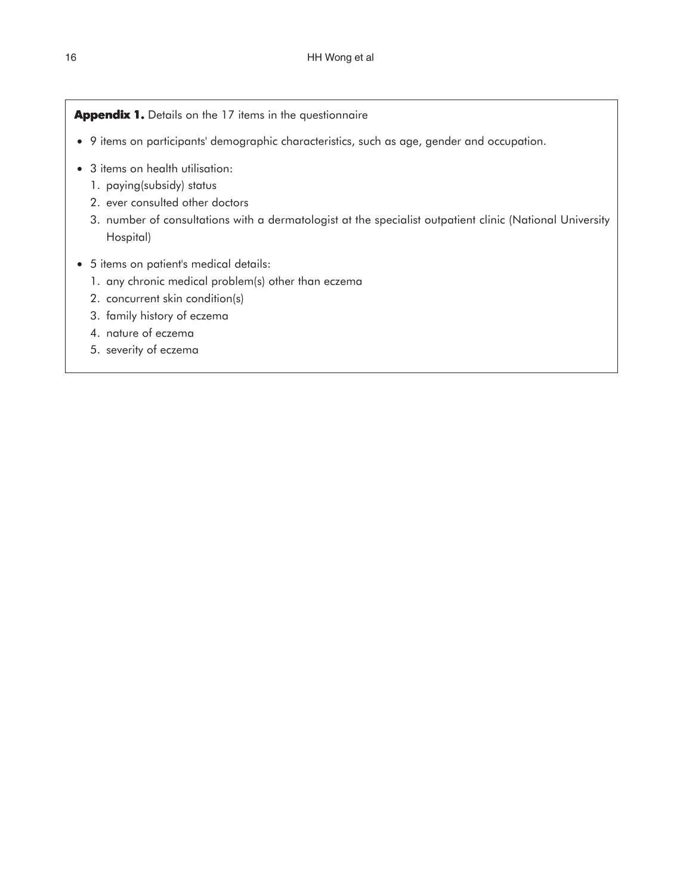**Appendix 1.** Details on the 17 items in the questionnaire

- 9 items on participants' demographic characteristics, such as age, gender and occupation.
- 3 items on health utilisation:
  1. paying(subsidy) status
  2. ever consulted other doctors
  3. number of consultations with a dermatologist at the specialist outpatient clinic (National University Hospital)
- 5 items on patient's medical details:
  1. any chronic medical problem(s) other than eczema
  2. concurrent skin condition(s)
  3. family history of eczema
  4. nature of eczema
  5. severity of eczema